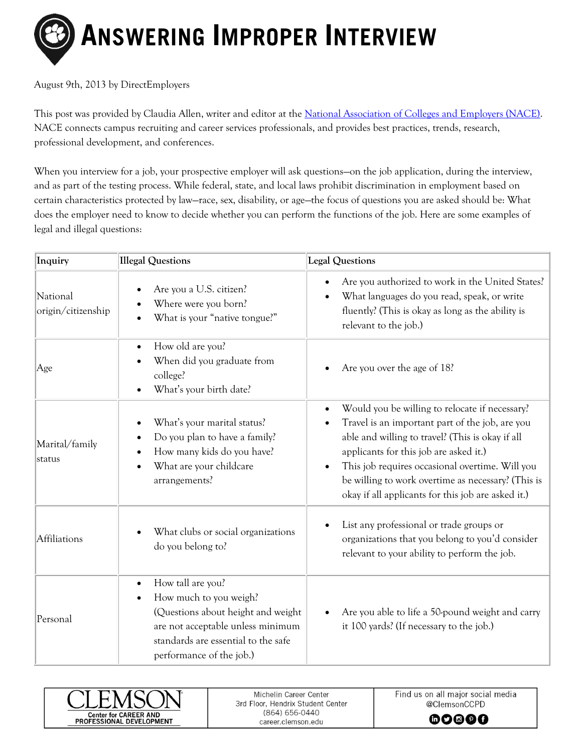# Answering Improper Interview

August 9th, 2013 by DirectEmployers

This post was provided by Claudia Allen, writer and editor at the National Association of Colleges and Employers (NACE). NACE connects campus recruiting and career services professionals, and provides best practices, trends, research, professional development, and conferences.

When you interview for a job, your prospective employer will ask questions—on the job application, during the interview, and as part of the testing process. While federal, state, and local laws prohibit discrimination in employment based on certain characteristics protected by law—race, sex, disability, or age—the focus of questions you are asked should be: What does the employer need to know to decide whether you can perform the functions of the job. Here are some examples of legal and illegal questions:

| Inquiry | Illegal Questions | Legal Questions |
|---|---|---|
| National origin/citizenship | • Are you a U.S. citizen?<br>• Where were you born?<br>• What is your "native tongue?" | • Are you authorized to work in the United States?<br>• What languages do you read, speak, or write fluently? (This is okay as long as the ability is relevant to the job.) |
| Age | • How old are you?<br>• When did you graduate from college?<br>• What's your birth date? | • Are you over the age of 18? |
| Marital/family status | • What's your marital status?<br>• Do you plan to have a family?<br>• How many kids do you have?<br>• What are your childcare arrangements? | • Would you be willing to relocate if necessary?<br>• Travel is an important part of the job, are you able and willing to travel? (This is okay if all applicants for this job are asked it.)<br>• This job requires occasional overtime. Will you be willing to work overtime as necessary? (This is okay if all applicants for this job are asked it.) |
| Affiliations | • What clubs or social organizations do you belong to? | • List any professional or trade groups or organizations that you belong to you'd consider relevant to your ability to perform the job. |
| Personal | • How tall are you?<br>• How much to you weigh?<br>(Questions about height and weight are not acceptable unless minimum standards are essential to the safe performance of the job.) | • Are you able to life a 50-pound weight and carry it 100 yards? (If necessary to the job.) |

CLEMSON Center for CAREER AND PROFESSIONAL DEVELOPMENT | Michelin Career Center, 3rd Floor, Hendrix Student Center, (864) 656-0440, career.clemson.edu | Find us on all major social media @ClemsonCCPD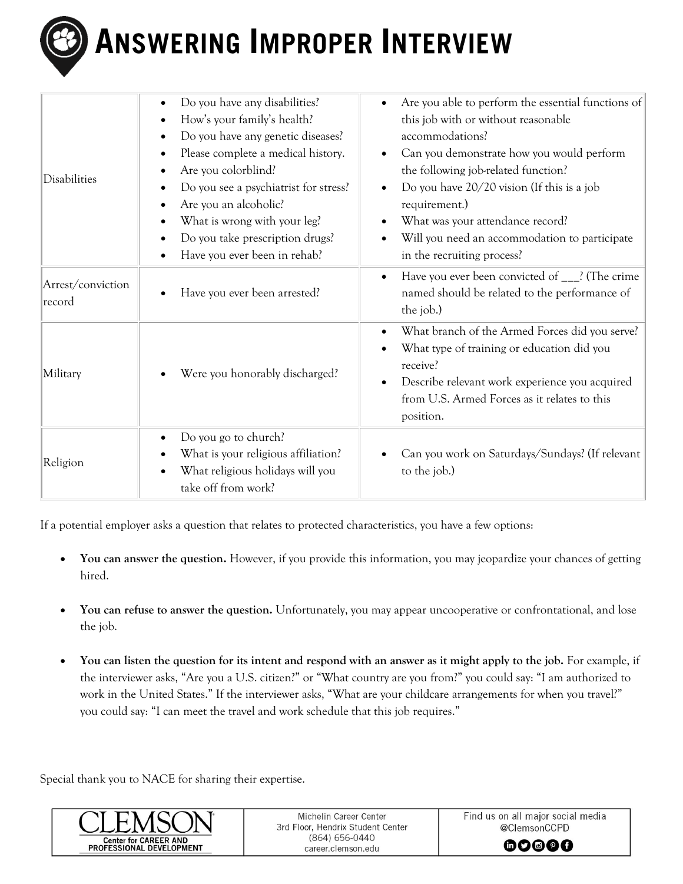# Answering Improper Interview

| | | |
|---|---|---|
| Disabilities | • Do you have any disabilities?<br>• How's your family's health?<br>• Do you have any genetic diseases?<br>• Please complete a medical history.<br>• Are you colorblind?<br>• Do you see a psychiatrist for stress?<br>• Are you an alcoholic?<br>• What is wrong with your leg?<br>• Do you take prescription drugs?<br>• Have you ever been in rehab? | • Are you able to perform the essential functions of this job with or without reasonable accommodations?<br>• Can you demonstrate how you would perform the following job-related function?<br>• Do you have 20/20 vision (If this is a job requirement.)<br>• What was your attendance record?<br>• Will you need an accommodation to participate in the recruiting process? |
| Arrest/conviction record | • Have you ever been arrested? | • Have you ever been convicted of ___? (The crime named should be related to the performance of the job.) |
| Military | • Were you honorably discharged? | • What branch of the Armed Forces did you serve?<br>• What type of training or education did you receive?<br>• Describe relevant work experience you acquired from U.S. Armed Forces as it relates to this position. |
| Religion | • Do you go to church?<br>• What is your religious affiliation?<br>• What religious holidays will you take off from work? | • Can you work on Saturdays/Sundays? (If relevant to the job.) |

If a potential employer asks a question that relates to protected characteristics, you have a few options:

- **You can answer the question.** However, if you provide this information, you may jeopardize your chances of getting hired.

- **You can refuse to answer the question.** Unfortunately, you may appear uncooperative or confrontational, and lose the job.

- **You can listen the question for its intent and respond with an answer as it might apply to the job.** For example, if the interviewer asks, "Are you a U.S. citizen?" or "What country are you from?" you could say: "I am authorized to work in the United States." If the interviewer asks, "What are your childcare arrangements for when you travel?" you could say: "I can meet the travel and work schedule that this job requires."

Special thank you to NACE for sharing their expertise.

CLEMSON Center for CAREER AND PROFESSIONAL DEVELOPMENT | Michelin Career Center, 3rd Floor, Hendrix Student Center, (864) 656-0440, career.clemson.edu | Find us on all major social media @ClemsonCCPD